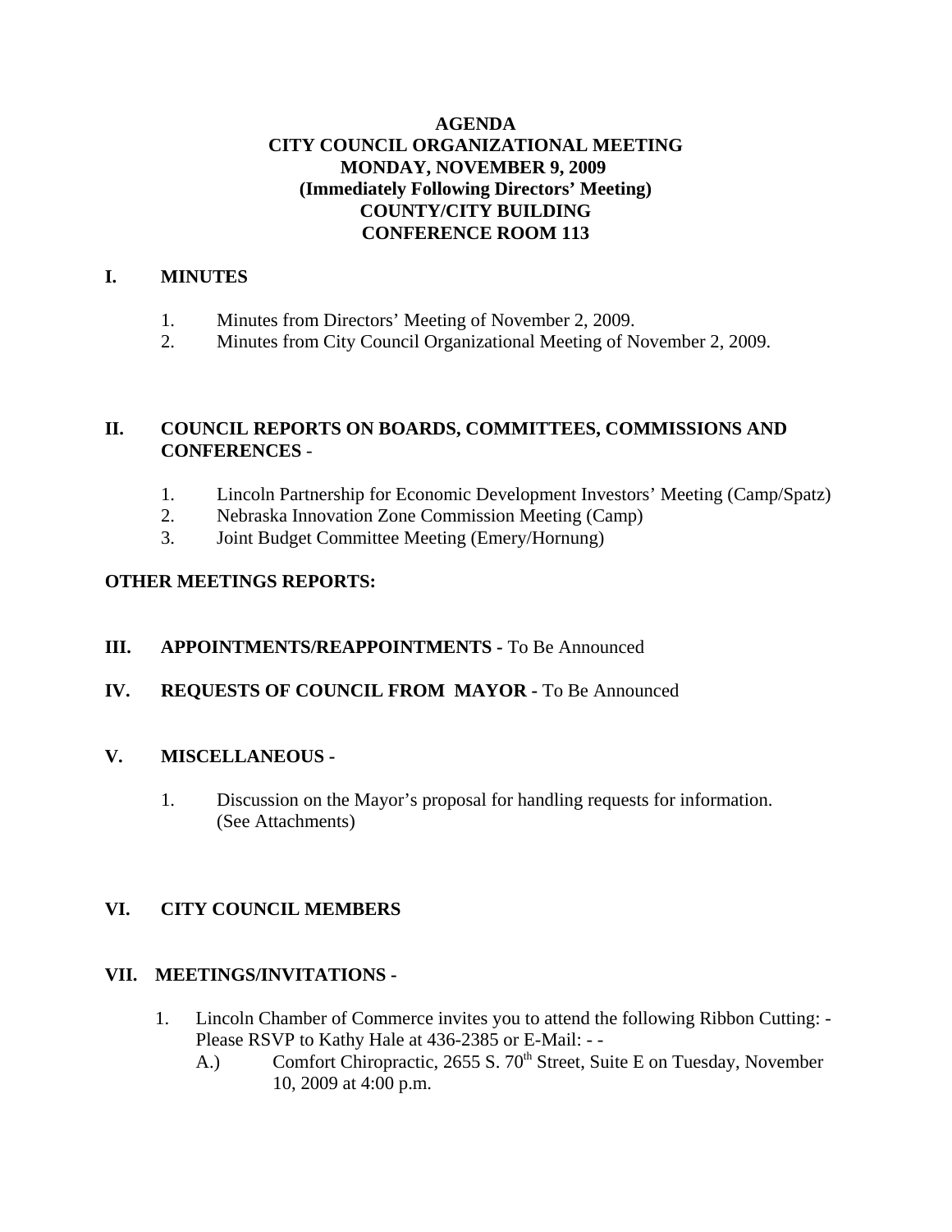# AGENDA
# CITY COUNCIL ORGANIZATIONAL MEETING
# MONDAY, NOVEMBER 9, 2009
# (Immediately Following Directors' Meeting)
# COUNTY/CITY BUILDING
# CONFERENCE ROOM 113

## I. MINUTES

1. Minutes from Directors' Meeting of November 2, 2009.
2. Minutes from City Council Organizational Meeting of November 2, 2009.

## II. COUNCIL REPORTS ON BOARDS, COMMITTEES, COMMISSIONS AND CONFERENCES -

1. Lincoln Partnership for Economic Development Investors' Meeting (Camp/Spatz)
2. Nebraska Innovation Zone Commission Meeting (Camp)
3. Joint Budget Committee Meeting (Emery/Hornung)

## OTHER MEETINGS REPORTS:

## III. APPOINTMENTS/REAPPOINTMENTS - To Be Announced

## IV. REQUESTS OF COUNCIL FROM MAYOR - To Be Announced

## V. MISCELLANEOUS -

1. Discussion on the Mayor's proposal for handling requests for information. (See Attachments)

## VI. CITY COUNCIL MEMBERS

## VII. MEETINGS/INVITATIONS -

1. Lincoln Chamber of Commerce invites you to attend the following Ribbon Cutting: - Please RSVP to Kathy Hale at 436-2385 or E-Mail: - -
   - A.) Comfort Chiropractic, 2655 S. 70th Street, Suite E on Tuesday, November 10, 2009 at 4:00 p.m.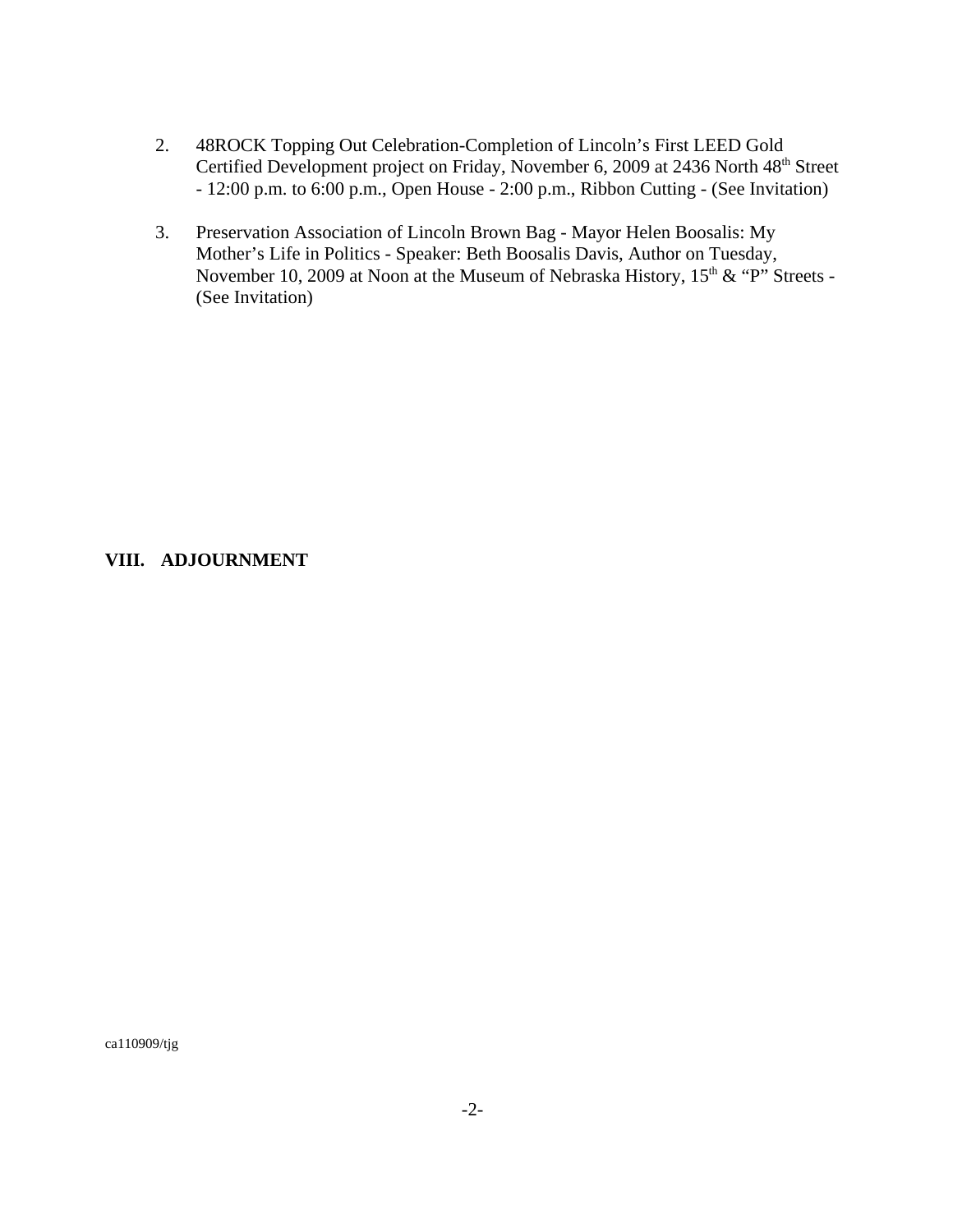2. 48ROCK Topping Out Celebration-Completion of Lincoln's First LEED Gold Certified Development project on Friday, November 6, 2009 at 2436 North 48th Street - 12:00 p.m. to 6:00 p.m., Open House - 2:00 p.m., Ribbon Cutting - (See Invitation)

3. Preservation Association of Lincoln Brown Bag - Mayor Helen Boosalis: My Mother's Life in Politics - Speaker: Beth Boosalis Davis, Author on Tuesday, November 10, 2009 at Noon at the Museum of Nebraska History, 15th & "P" Streets - (See Invitation)

**VIII. ADJOURNMENT**

ca110909/tjg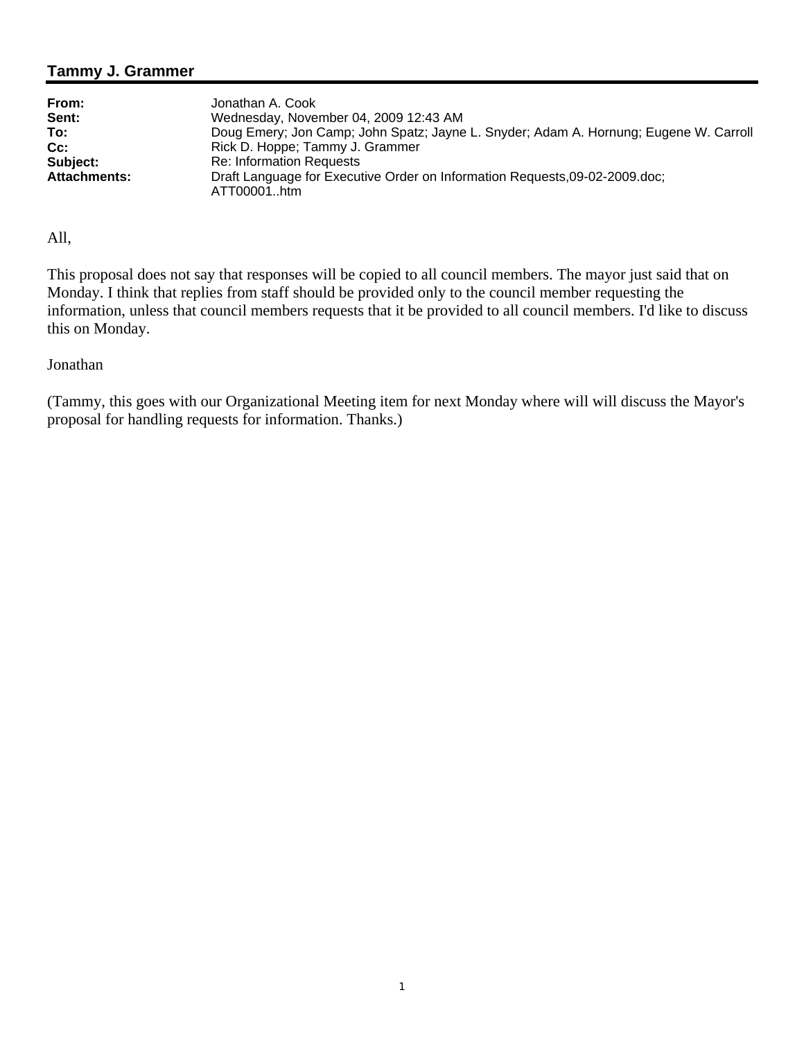## Tammy J. Grammer

| | |
|---|---|
| **From:** | Jonathan A. Cook |
| **Sent:** | Wednesday, November 04, 2009 12:43 AM |
| **To:** | Doug Emery; Jon Camp; John Spatz; Jayne L. Snyder; Adam A. Hornung; Eugene W. Carroll |
| **Cc:** | Rick D. Hoppe; Tammy J. Grammer |
| **Subject:** | Re: Information Requests |
| **Attachments:** | Draft Language for Executive Order on Information Requests,09-02-2009.doc; ATT00001..htm |

All,

This proposal does not say that responses will be copied to all council members. The mayor just said that on Monday. I think that replies from staff should be provided only to the council member requesting the information, unless that council members requests that it be provided to all council members. I'd like to discuss this on Monday.

Jonathan

(Tammy, this goes with our Organizational Meeting item for next Monday where will will discuss the Mayor's proposal for handling requests for information. Thanks.)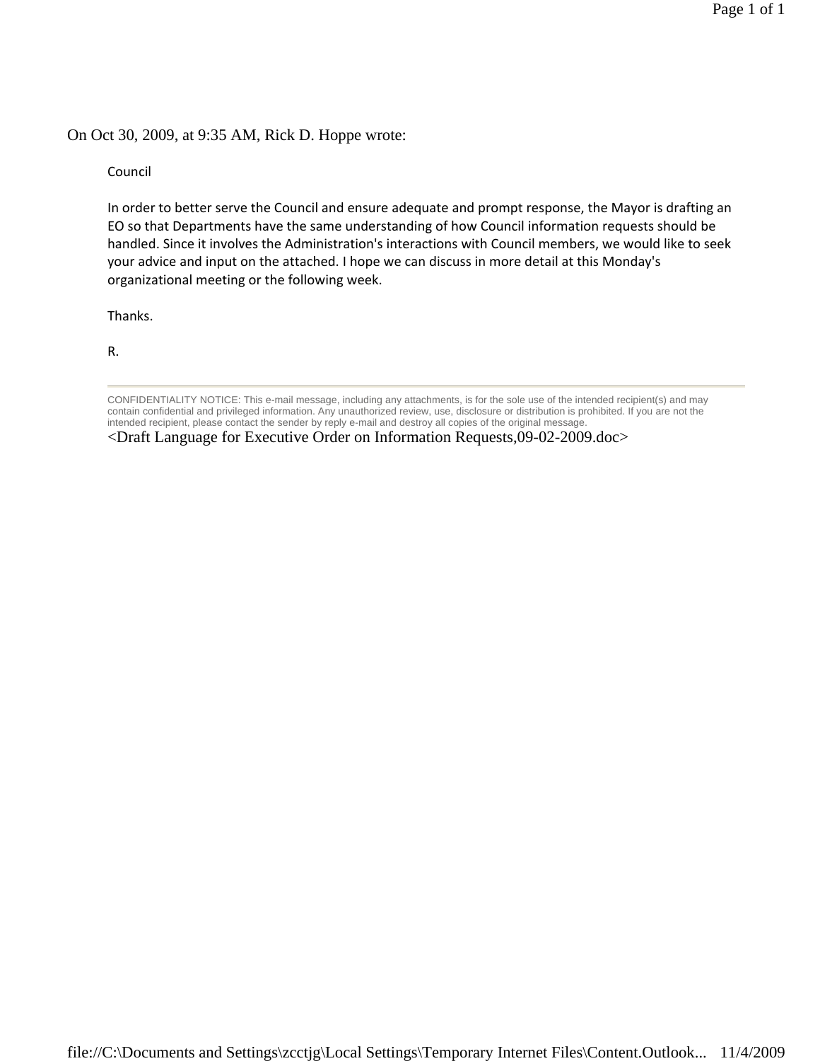On Oct 30, 2009, at 9:35 AM, Rick D. Hoppe wrote:

Council

In order to better serve the Council and ensure adequate and prompt response, the Mayor is drafting an EO so that Departments have the same understanding of how Council information requests should be handled. Since it involves the Administration's interactions with Council members, we would like to seek your advice and input on the attached. I hope we can discuss in more detail at this Monday's organizational meeting or the following week.

Thanks.

R.

---

CONFIDENTIALITY NOTICE: This e-mail message, including any attachments, is for the sole use of the intended recipient(s) and may contain confidential and privileged information. Any unauthorized review, use, disclosure or distribution is prohibited. If you are not the intended recipient, please contact the sender by reply e-mail and destroy all copies of the original message.

<Draft Language for Executive Order on Information Requests,09-02-2009.doc>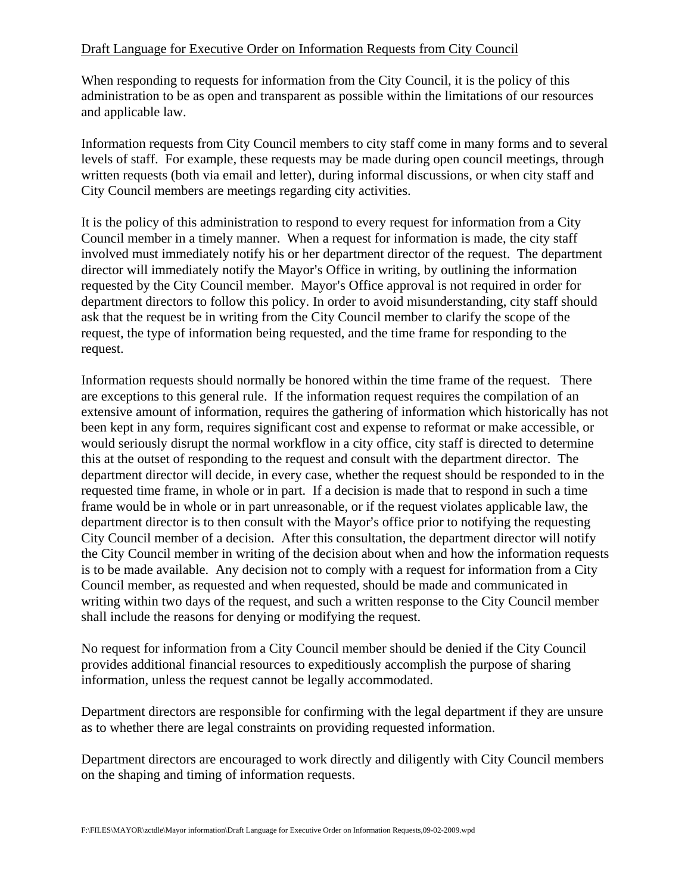Draft Language for Executive Order on Information Requests from City Council

When responding to requests for information from the City Council, it is the policy of this administration to be as open and transparent as possible within the limitations of our resources and applicable law.

Information requests from City Council members to city staff come in many forms and to several levels of staff. For example, these requests may be made during open council meetings, through written requests (both via email and letter), during informal discussions, or when city staff and City Council members are meetings regarding city activities.

It is the policy of this administration to respond to every request for information from a City Council member in a timely manner. When a request for information is made, the city staff involved must immediately notify his or her department director of the request. The department director will immediately notify the Mayor's Office in writing, by outlining the information requested by the City Council member. Mayor's Office approval is not required in order for department directors to follow this policy. In order to avoid misunderstanding, city staff should ask that the request be in writing from the City Council member to clarify the scope of the request, the type of information being requested, and the time frame for responding to the request.

Information requests should normally be honored within the time frame of the request. There are exceptions to this general rule. If the information request requires the compilation of an extensive amount of information, requires the gathering of information which historically has not been kept in any form, requires significant cost and expense to reformat or make accessible, or would seriously disrupt the normal workflow in a city office, city staff is directed to determine this at the outset of responding to the request and consult with the department director. The department director will decide, in every case, whether the request should be responded to in the requested time frame, in whole or in part. If a decision is made that to respond in such a time frame would be in whole or in part unreasonable, or if the request violates applicable law, the department director is to then consult with the Mayor's office prior to notifying the requesting City Council member of a decision. After this consultation, the department director will notify the City Council member in writing of the decision about when and how the information requests is to be made available. Any decision not to comply with a request for information from a City Council member, as requested and when requested, should be made and communicated in writing within two days of the request, and such a written response to the City Council member shall include the reasons for denying or modifying the request.

No request for information from a City Council member should be denied if the City Council provides additional financial resources to expeditiously accomplish the purpose of sharing information, unless the request cannot be legally accommodated.

Department directors are responsible for confirming with the legal department if they are unsure as to whether there are legal constraints on providing requested information.

Department directors are encouraged to work directly and diligently with City Council members on the shaping and timing of information requests.

F:\FILES\MAYOR\zctdle\Mayor information\Draft Language for Executive Order on Information Requests,09-02-2009.wpd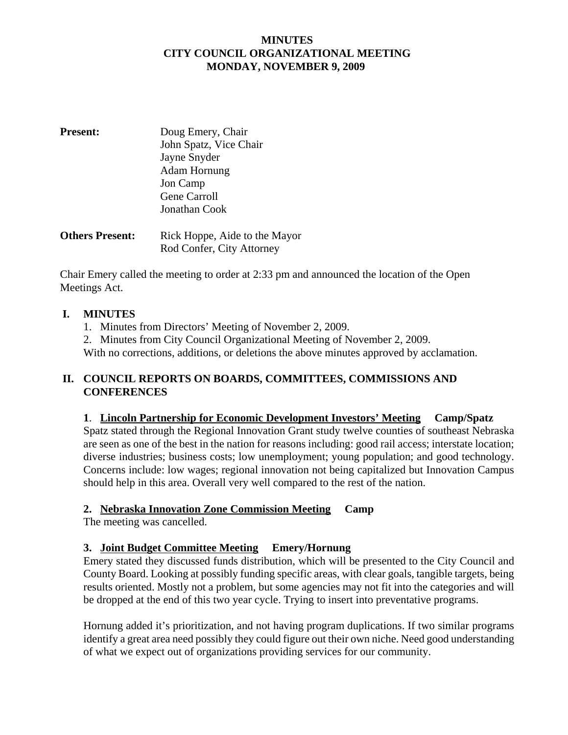**MINUTES**
**CITY COUNCIL ORGANIZATIONAL MEETING**
**MONDAY, NOVEMBER 9, 2009**

| **Present:** | Doug Emery, Chair |
|---|---|
| | John Spatz, Vice Chair |
| | Jayne Snyder |
| | Adam Hornung |
| | Jon Camp |
| | Gene Carroll |
| | Jonathan Cook |
| **Others Present:** | Rick Hoppe, Aide to the Mayor |
| | Rod Confer, City Attorney |

Chair Emery called the meeting to order at 2:33 pm and announced the location of the Open Meetings Act.

## I. MINUTES

1. Minutes from Directors' Meeting of November 2, 2009.
2. Minutes from City Council Organizational Meeting of November 2, 2009.

With no corrections, additions, or deletions the above minutes approved by acclamation.

## II. COUNCIL REPORTS ON BOARDS, COMMITTEES, COMMISSIONS AND CONFERENCES

**1. Lincoln Partnership for Economic Development Investors' Meeting Camp/Spatz**

Spatz stated through the Regional Innovation Grant study twelve counties of southeast Nebraska are seen as one of the best in the nation for reasons including: good rail access; interstate location; diverse industries; business costs; low unemployment; young population; and good technology. Concerns include: low wages; regional innovation not being capitalized but Innovation Campus should help in this area. Overall very well compared to the rest of the nation.

**2. Nebraska Innovation Zone Commission Meeting Camp**

The meeting was cancelled.

**3. Joint Budget Committee Meeting Emery/Hornung**

Emery stated they discussed funds distribution, which will be presented to the City Council and County Board. Looking at possibly funding specific areas, with clear goals, tangible targets, being results oriented. Mostly not a problem, but some agencies may not fit into the categories and will be dropped at the end of this two year cycle. Trying to insert into preventative programs.

Hornung added it's prioritization, and not having program duplications. If two similar programs identify a great area need possibly they could figure out their own niche. Need good understanding of what we expect out of organizations providing services for our community.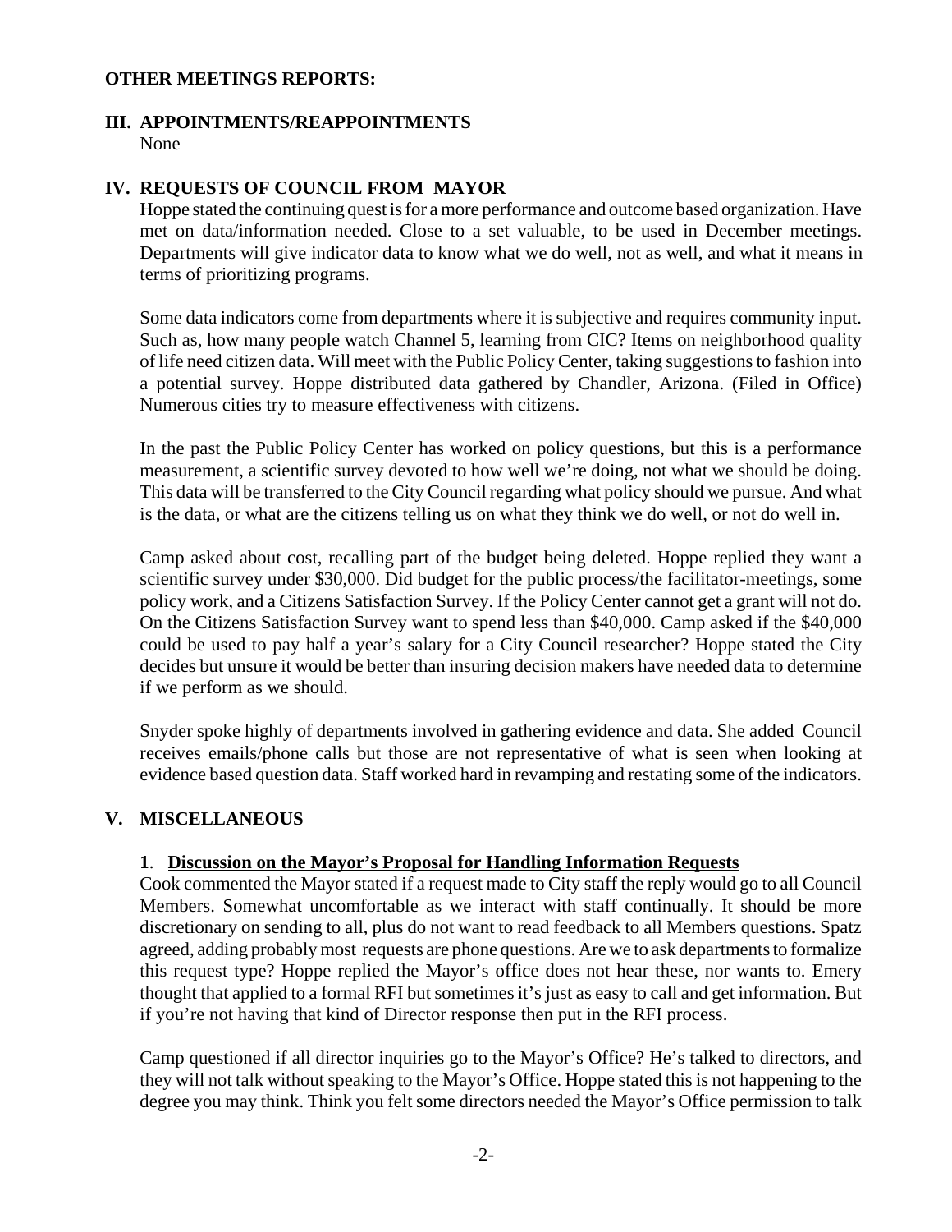**OTHER MEETINGS REPORTS:**

## III. APPOINTMENTS/REAPPOINTMENTS

None

## IV. REQUESTS OF COUNCIL FROM MAYOR

Hoppe stated the continuing quest is for a more performance and outcome based organization. Have met on data/information needed. Close to a set valuable, to be used in December meetings. Departments will give indicator data to know what we do well, not as well, and what it means in terms of prioritizing programs.

Some data indicators come from departments where it is subjective and requires community input. Such as, how many people watch Channel 5, learning from CIC? Items on neighborhood quality of life need citizen data. Will meet with the Public Policy Center, taking suggestions to fashion into a potential survey. Hoppe distributed data gathered by Chandler, Arizona. (Filed in Office) Numerous cities try to measure effectiveness with citizens.

In the past the Public Policy Center has worked on policy questions, but this is a performance measurement, a scientific survey devoted to how well we're doing, not what we should be doing. This data will be transferred to the City Council regarding what policy should we pursue. And what is the data, or what are the citizens telling us on what they think we do well, or not do well in.

Camp asked about cost, recalling part of the budget being deleted. Hoppe replied they want a scientific survey under $30,000. Did budget for the public process/the facilitator-meetings, some policy work, and a Citizens Satisfaction Survey. If the Policy Center cannot get a grant will not do. On the Citizens Satisfaction Survey want to spend less than $40,000. Camp asked if the $40,000 could be used to pay half a year's salary for a City Council researcher? Hoppe stated the City decides but unsure it would be better than insuring decision makers have needed data to determine if we perform as we should.

Snyder spoke highly of departments involved in gathering evidence and data. She added Council receives emails/phone calls but those are not representative of what is seen when looking at evidence based question data. Staff worked hard in revamping and restating some of the indicators.

## V. MISCELLANEOUS

**1**. **Discussion on the Mayor's Proposal for Handling Information Requests**

Cook commented the Mayor stated if a request made to City staff the reply would go to all Council Members. Somewhat uncomfortable as we interact with staff continually. It should be more discretionary on sending to all, plus do not want to read feedback to all Members questions. Spatz agreed, adding probably most requests are phone questions. Are we to ask departments to formalize this request type? Hoppe replied the Mayor's office does not hear these, nor wants to. Emery thought that applied to a formal RFI but sometimes it's just as easy to call and get information. But if you're not having that kind of Director response then put in the RFI process.

Camp questioned if all director inquiries go to the Mayor's Office? He's talked to directors, and they will not talk without speaking to the Mayor's Office. Hoppe stated this is not happening to the degree you may think. Think you felt some directors needed the Mayor's Office permission to talk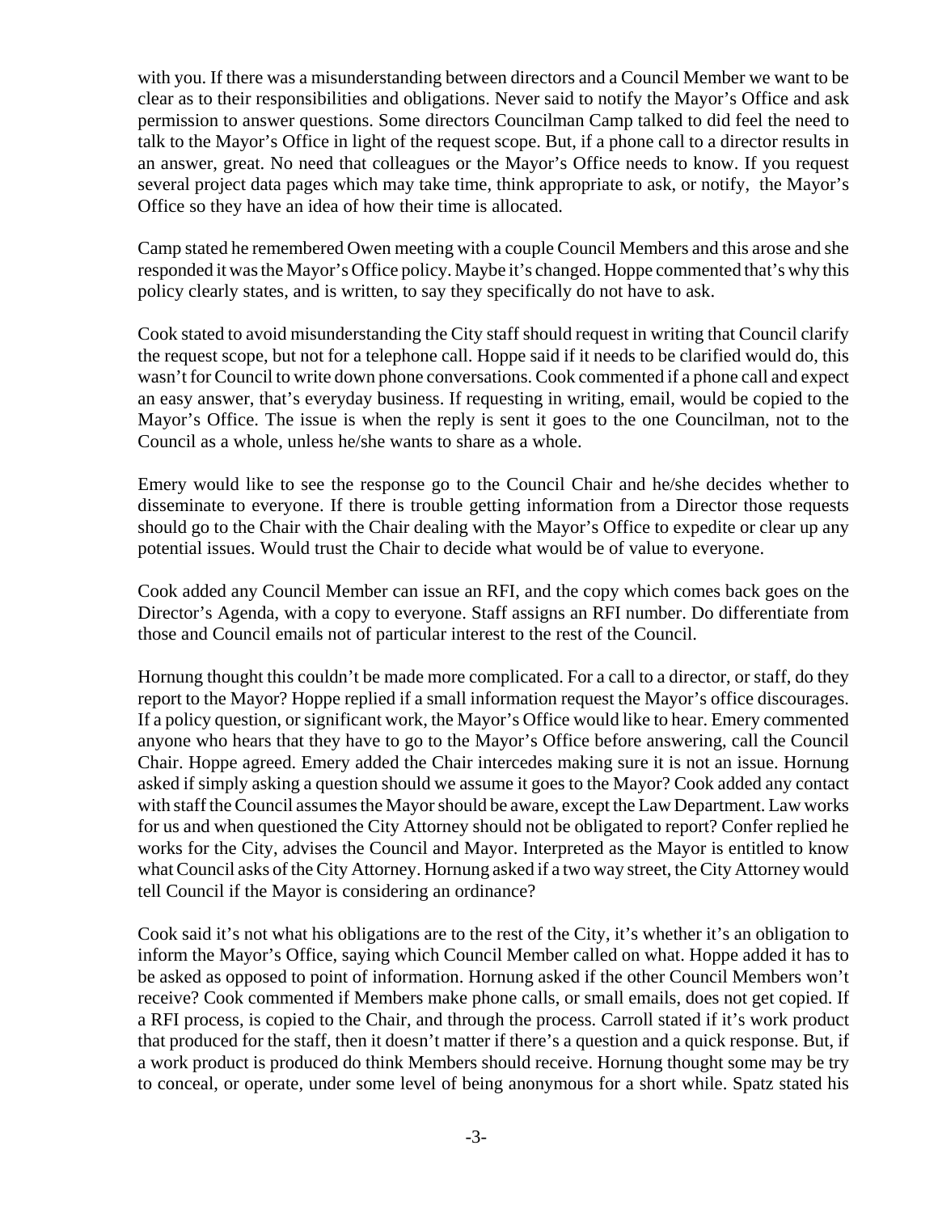with you. If there was a misunderstanding between directors and a Council Member we want to be clear as to their responsibilities and obligations. Never said to notify the Mayor's Office and ask permission to answer questions. Some directors Councilman Camp talked to did feel the need to talk to the Mayor's Office in light of the request scope. But, if a phone call to a director results in an answer, great. No need that colleagues or the Mayor's Office needs to know. If you request several project data pages which may take time, think appropriate to ask, or notify, the Mayor's Office so they have an idea of how their time is allocated.

Camp stated he remembered Owen meeting with a couple Council Members and this arose and she responded it was the Mayor's Office policy. Maybe it's changed. Hoppe commented that's why this policy clearly states, and is written, to say they specifically do not have to ask.

Cook stated to avoid misunderstanding the City staff should request in writing that Council clarify the request scope, but not for a telephone call. Hoppe said if it needs to be clarified would do, this wasn't for Council to write down phone conversations. Cook commented if a phone call and expect an easy answer, that's everyday business. If requesting in writing, email, would be copied to the Mayor's Office. The issue is when the reply is sent it goes to the one Councilman, not to the Council as a whole, unless he/she wants to share as a whole.

Emery would like to see the response go to the Council Chair and he/she decides whether to disseminate to everyone. If there is trouble getting information from a Director those requests should go to the Chair with the Chair dealing with the Mayor's Office to expedite or clear up any potential issues. Would trust the Chair to decide what would be of value to everyone.

Cook added any Council Member can issue an RFI, and the copy which comes back goes on the Director's Agenda, with a copy to everyone. Staff assigns an RFI number. Do differentiate from those and Council emails not of particular interest to the rest of the Council.

Hornung thought this couldn't be made more complicated. For a call to a director, or staff, do they report to the Mayor? Hoppe replied if a small information request the Mayor's office discourages. If a policy question, or significant work, the Mayor's Office would like to hear. Emery commented anyone who hears that they have to go to the Mayor's Office before answering, call the Council Chair. Hoppe agreed. Emery added the Chair intercedes making sure it is not an issue. Hornung asked if simply asking a question should we assume it goes to the Mayor? Cook added any contact with staff the Council assumes the Mayor should be aware, except the Law Department. Law works for us and when questioned the City Attorney should not be obligated to report? Confer replied he works for the City, advises the Council and Mayor. Interpreted as the Mayor is entitled to know what Council asks of the City Attorney. Hornung asked if a two way street, the City Attorney would tell Council if the Mayor is considering an ordinance?

Cook said it's not what his obligations are to the rest of the City, it's whether it's an obligation to inform the Mayor's Office, saying which Council Member called on what. Hoppe added it has to be asked as opposed to point of information. Hornung asked if the other Council Members won't receive? Cook commented if Members make phone calls, or small emails, does not get copied. If a RFI process, is copied to the Chair, and through the process. Carroll stated if it's work product that produced for the staff, then it doesn't matter if there's a question and a quick response. But, if a work product is produced do think Members should receive. Hornung thought some may be try to conceal, or operate, under some level of being anonymous for a short while. Spatz stated his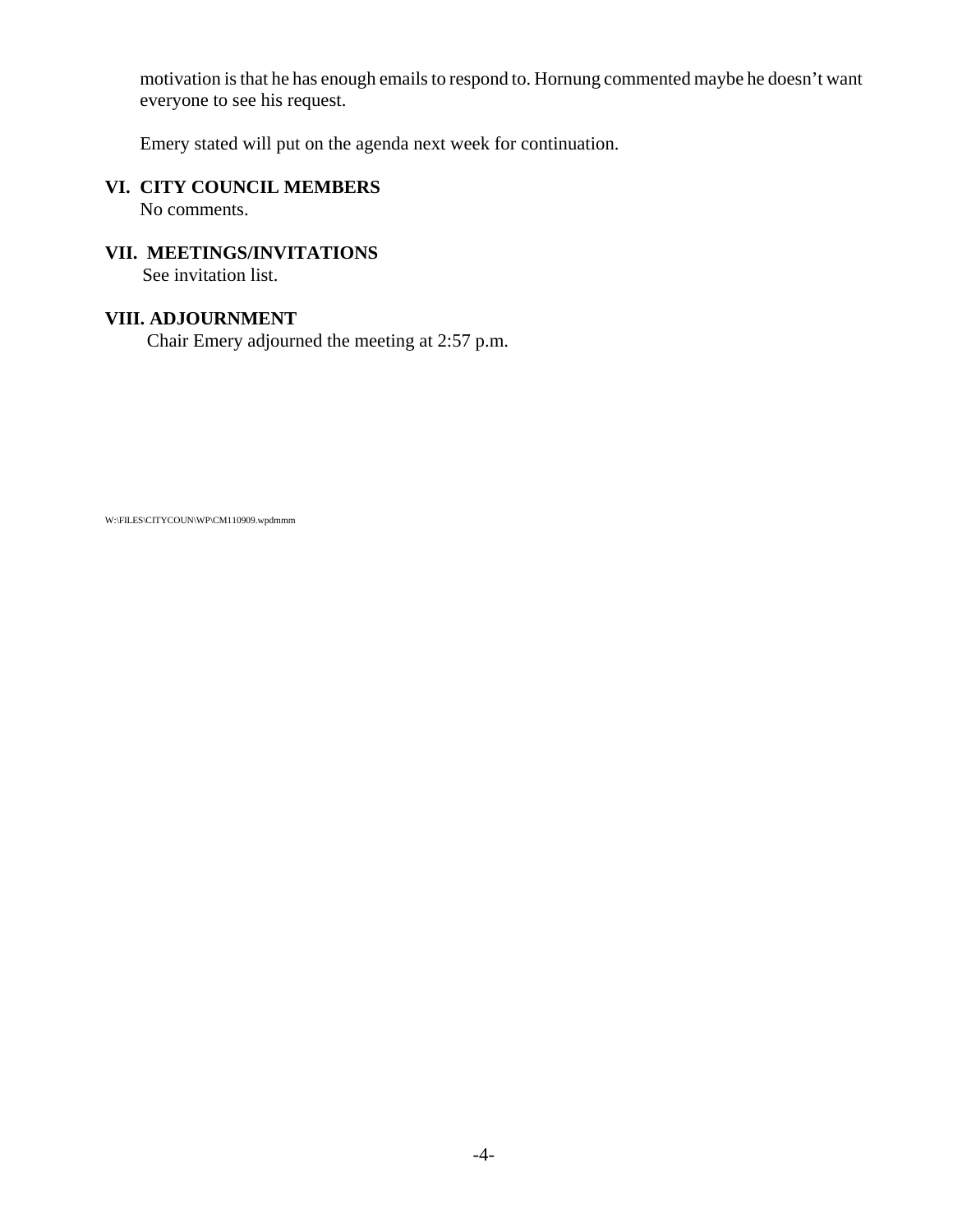motivation is that he has enough emails to respond to. Hornung commented maybe he doesn't want everyone to see his request.

Emery stated will put on the agenda next week for continuation.

## VI. CITY COUNCIL MEMBERS

No comments.

## VII. MEETINGS/INVITATIONS

See invitation list.

## VIII. ADJOURNMENT

Chair Emery adjourned the meeting at 2:57 p.m.

W:\FILES\CITYCOUN\WP\CM110909.wpdmmm